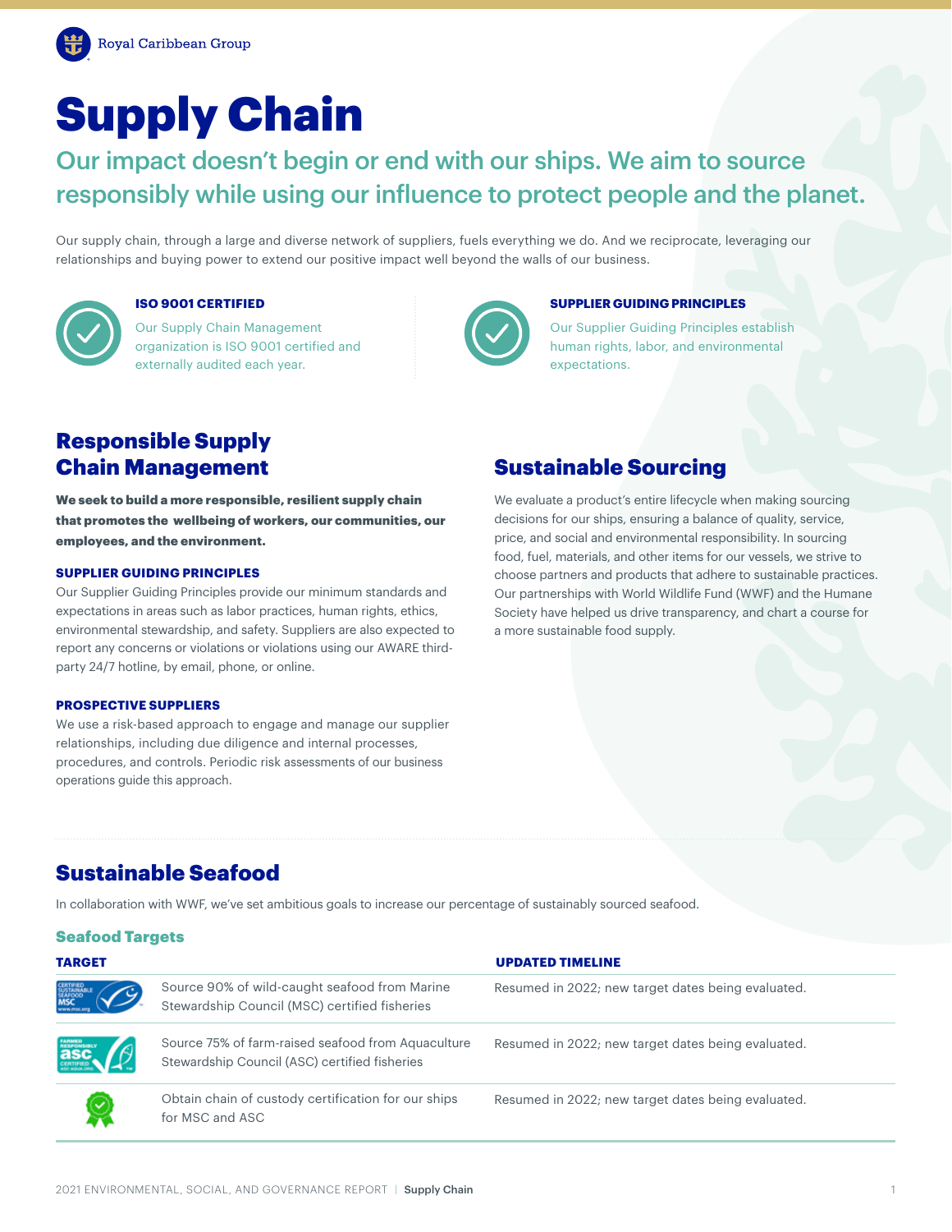# Supply Chain

## Our impact doesn't begin or end with our ships. We aim to source responsibly while using our influence to protect people and the planet.

Our supply chain, through a large and diverse network of suppliers, fuels everything we do. And we reciprocate, leveraging our relationships and buying power to extend our positive impact well beyond the walls of our business.

**ISO 9001 CERTIFIED**

Our Supply Chain Management organization is ISO 9001 certified and externally audited each year.

**SUPPLIER GUIDING PRINCIPLES**

Our Supplier Guiding Principles establish human rights, labor, and environmental expectations.

## Responsible Supply Chain Management

**We seek to build a more responsible, resilient supply chain that promotes the wellbeing of workers, our communities, our employees, and the environment.**

### SUPPLIER GUIDING PRINCIPLES

Our Supplier Guiding Principles provide our minimum standards and expectations in areas such as labor practices, human rights, ethics, environmental stewardship, and safety. Suppliers are also expected to report any concerns or violations or violations using our AWARE third-party 24/7 hotline, by email, phone, or online.

### PROSPECTIVE SUPPLIERS

We use a risk-based approach to engage and manage our supplier relationships, including due diligence and internal processes, procedures, and controls. Periodic risk assessments of our business operations guide this approach.

## Sustainable Sourcing

We evaluate a product's entire lifecycle when making sourcing decisions for our ships, ensuring a balance of quality, service, price, and social and environmental responsibility. In sourcing food, fuel, materials, and other items for our vessels, we strive to choose partners and products that adhere to sustainable practices. Our partnerships with World Wildlife Fund (WWF) and the Humane Society have helped us drive transparency, and chart a course for a more sustainable food supply.

## Sustainable Seafood

In collaboration with WWF, we've set ambitious goals to increase our percentage of sustainably sourced seafood.

### Seafood Targets

| TARGET | UPDATED TIMELINE |
|---|---|
| Source 90% of wild-caught seafood from Marine Stewardship Council (MSC) certified fisheries | Resumed in 2022; new target dates being evaluated. |
| Source 75% of farm-raised seafood from Aquaculture Stewardship Council (ASC) certified fisheries | Resumed in 2022; new target dates being evaluated. |
| Obtain chain of custody certification for our ships for MSC and ASC | Resumed in 2022; new target dates being evaluated. |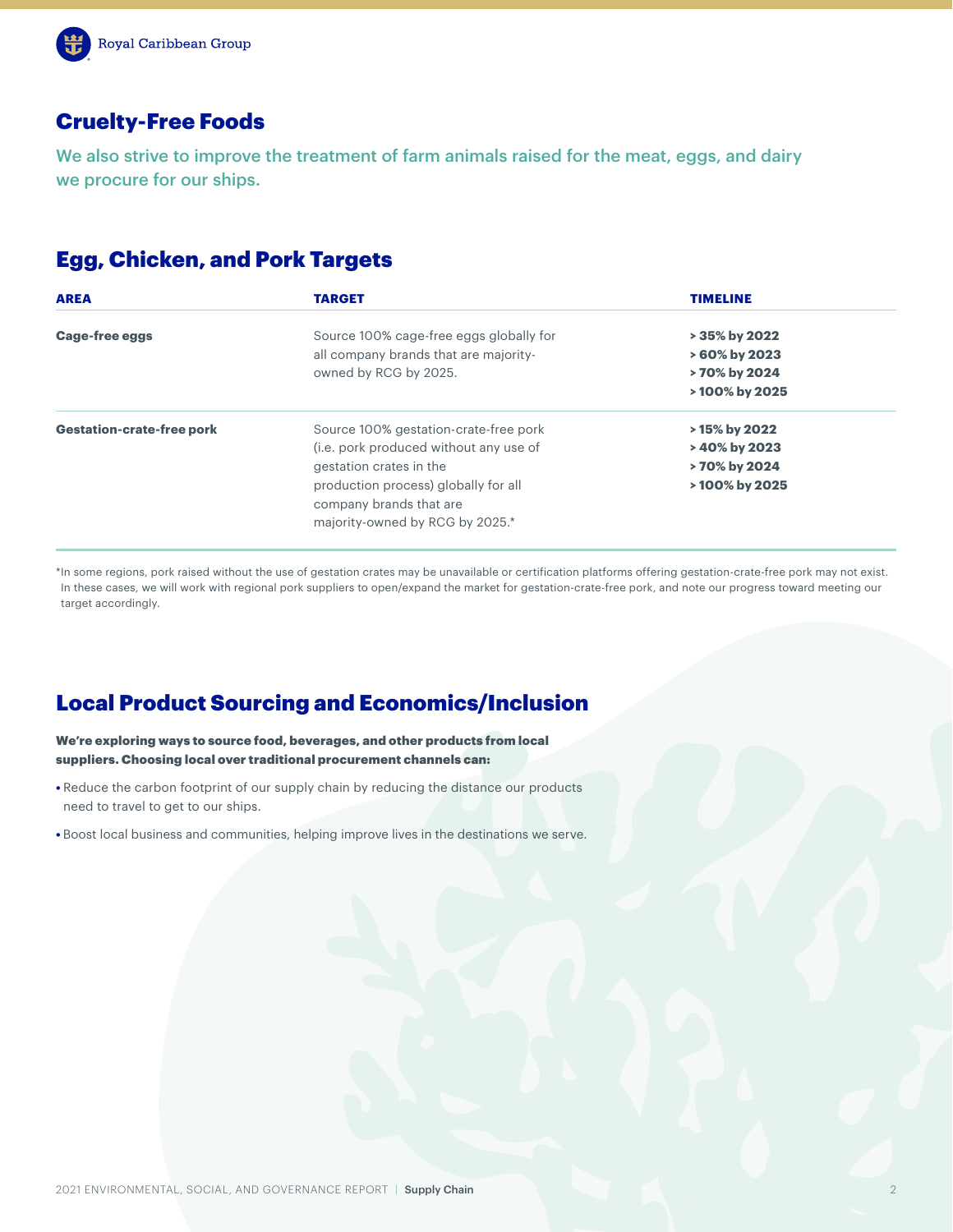## Cruelty-Free Foods

We also strive to improve the treatment of farm animals raised for the meat, eggs, and dairy we procure for our ships.

## Egg, Chicken, and Pork Targets

| AREA | TARGET | TIMELINE |
|---|---|---|
| **Cage-free eggs** | Source 100% cage-free eggs globally for all company brands that are majority-owned by RCG by 2025. | **> 35% by 2022**<br>**> 60% by 2023**<br>**> 70% by 2024**<br>**> 100% by 2025** |
| **Gestation-crate-free pork** | Source 100% gestation-crate-free pork (i.e. pork produced without any use of gestation crates in the production process) globally for all company brands that are majority-owned by RCG by 2025.* | **> 15% by 2022**<br>**> 40% by 2023**<br>**> 70% by 2024**<br>**> 100% by 2025** |

*In some regions, pork raised without the use of gestation crates may be unavailable or certification platforms offering gestation-crate-free pork may not exist. In these cases, we will work with regional pork suppliers to open/expand the market for gestation-crate-free pork, and note our progress toward meeting our target accordingly.

## Local Product Sourcing and Economics/Inclusion

**We're exploring ways to source food, beverages, and other products from local suppliers. Choosing local over traditional procurement channels can:**

- Reduce the carbon footprint of our supply chain by reducing the distance our products need to travel to get to our ships.
- Boost local business and communities, helping improve lives in the destinations we serve.